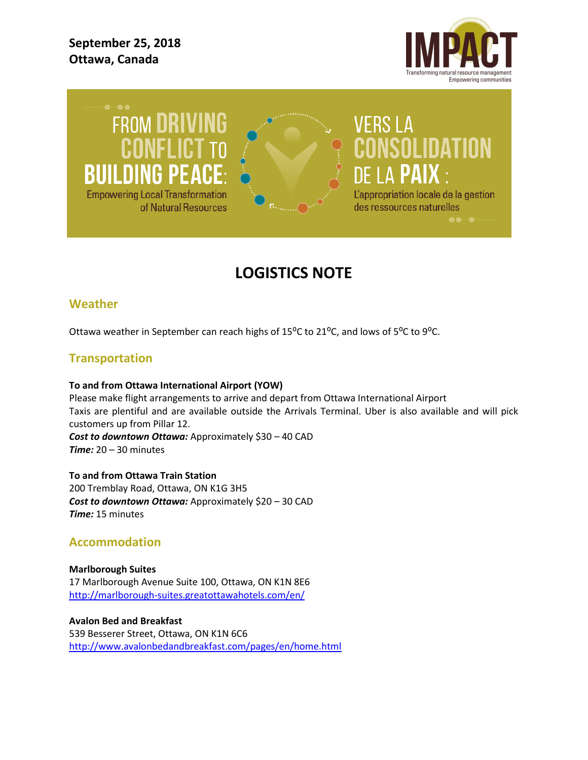**September 25, 2018**
**Ottawa, Canada**

IMPACT
Transforming natural resource management
Empowering communities

FROM DRIVING CONFLICT TO BUILDING PEACE: Empowering Local Transformation of Natural Resources

VERS LA CONSOLIDATION DE LA PAIX : L'appropriation locale de la gestion des ressources naturelles

# LOGISTICS NOTE

## Weather

Ottawa weather in September can reach highs of 15ºC to 21ºC, and lows of 5ºC to 9ºC.

## Transportation

**To and from Ottawa International Airport (YOW)**
Please make flight arrangements to arrive and depart from Ottawa International Airport
Taxis are plentiful and are available outside the Arrivals Terminal. Uber is also available and will pick customers up from Pillar 12.
***Cost to downtown Ottawa:*** Approximately $30 – 40 CAD
***Time:*** 20 – 30 minutes

**To and from Ottawa Train Station**
200 Tremblay Road, Ottawa, ON K1G 3H5
***Cost to downtown Ottawa:*** Approximately $20 – 30 CAD
***Time:*** 15 minutes

## Accommodation

**Marlborough Suites**
17 Marlborough Avenue Suite 100, Ottawa, ON K1N 8E6
http://marlborough-suites.greatottawahotels.com/en/

**Avalon Bed and Breakfast**
539 Besserer Street, Ottawa, ON K1N 6C6
http://www.avalonbedandbreakfast.com/pages/en/home.html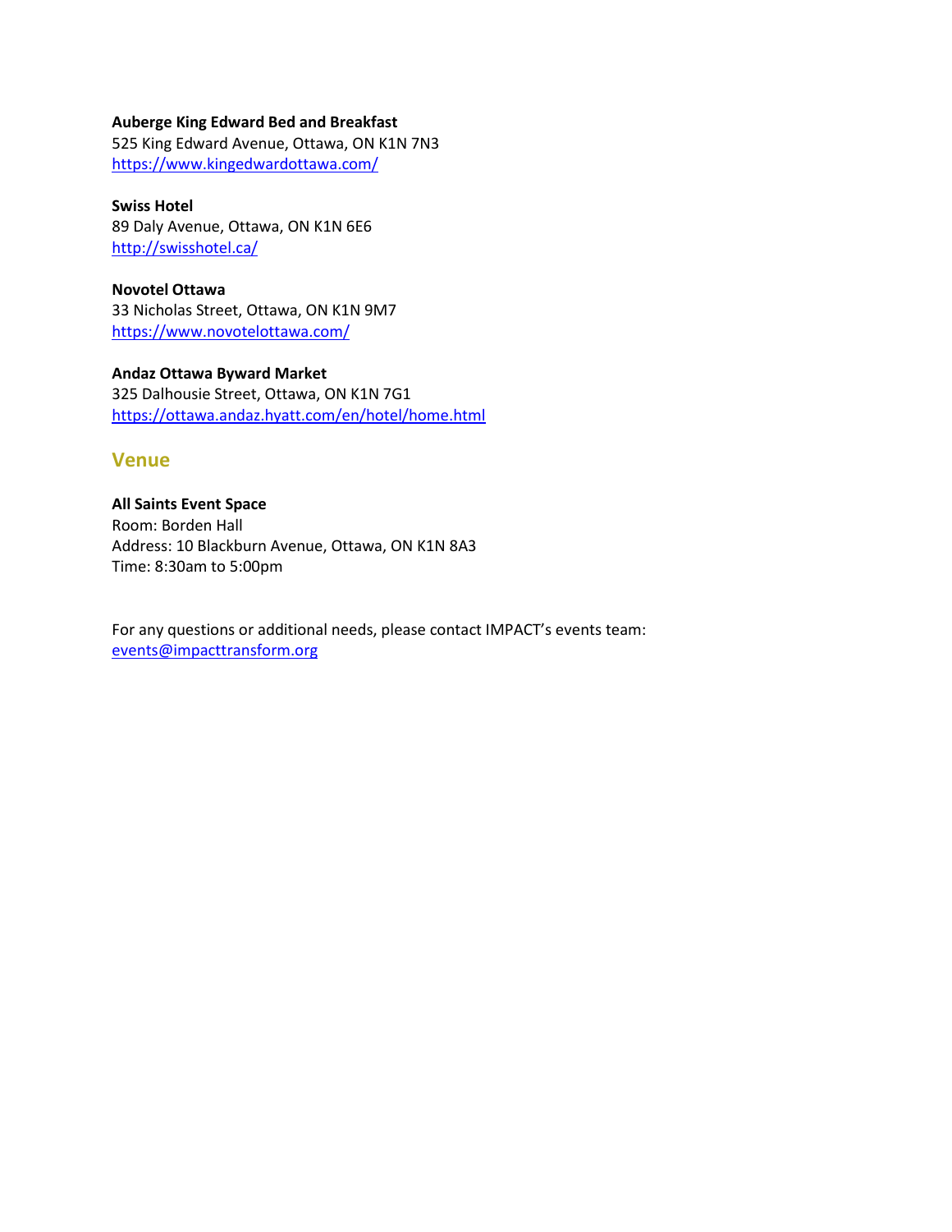**Auberge King Edward Bed and Breakfast**
525 King Edward Avenue, Ottawa, ON K1N 7N3
https://www.kingedwardottawa.com/

**Swiss Hotel**
89 Daly Avenue, Ottawa, ON K1N 6E6
http://swisshotel.ca/

**Novotel Ottawa**
33 Nicholas Street, Ottawa, ON K1N 9M7
https://www.novotelottawa.com/

**Andaz Ottawa Byward Market**
325 Dalhousie Street, Ottawa, ON K1N 7G1
https://ottawa.andaz.hyatt.com/en/hotel/home.html

## Venue

**All Saints Event Space**
Room: Borden Hall
Address: 10 Blackburn Avenue, Ottawa, ON K1N 8A3
Time: 8:30am to 5:00pm

For any questions or additional needs, please contact IMPACT's events team:
events@impacttransform.org